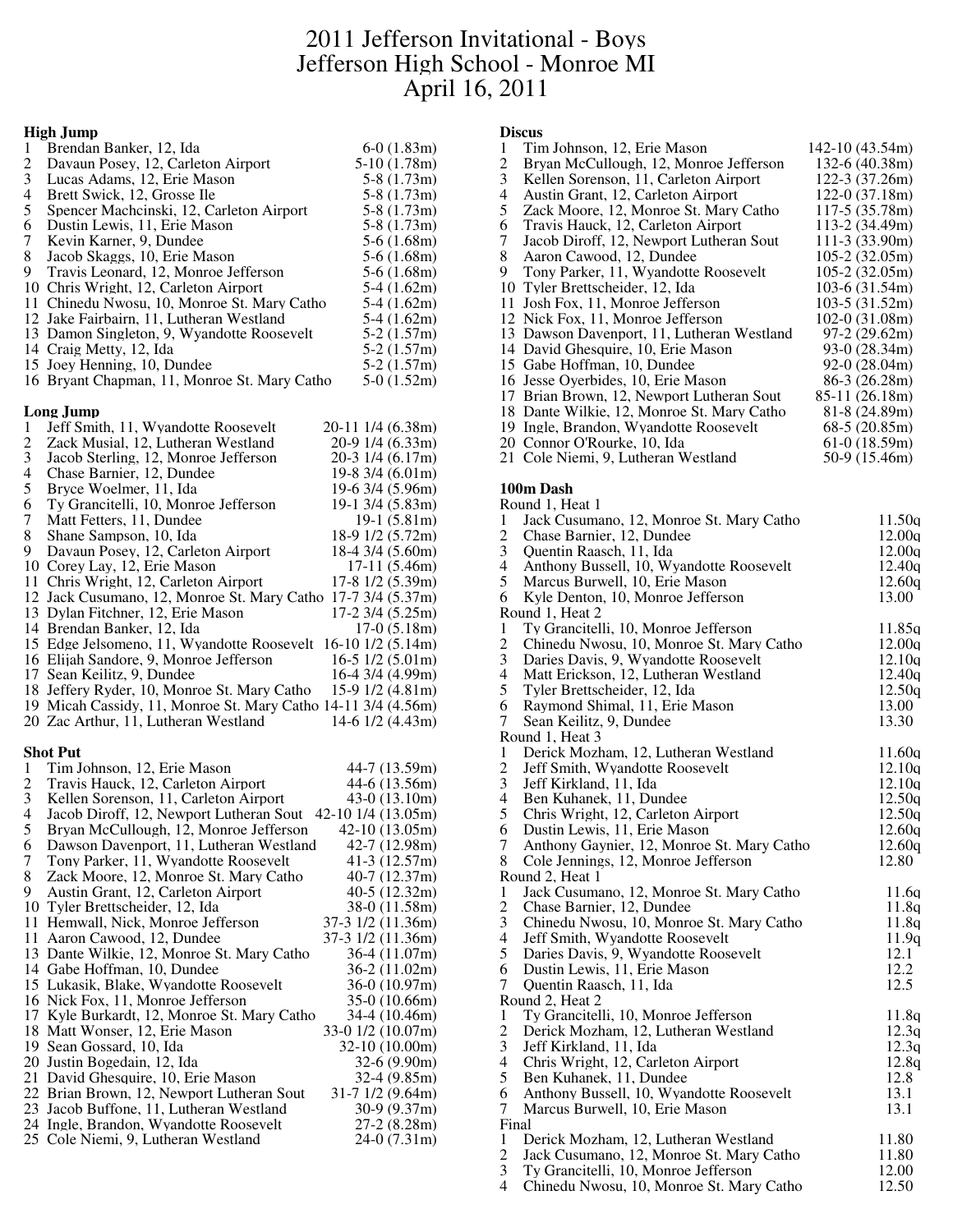# 2011 Jefferson Invitational - Boys
## Jefferson High School - Monroe MI
## April 16, 2011

### High Jump

| Place | Name | Mark |
|---|---|---|
| 1 | Brendan Banker, 12, Ida | 6-0 (1.83m) |
| 2 | Davaun Posey, 12, Carleton Airport | 5-10 (1.78m) |
| 3 | Lucas Adams, 12, Erie Mason | 5-8 (1.73m) |
| 4 | Brett Swick, 12, Grosse Ile | 5-8 (1.73m) |
| 5 | Spencer Machcinski, 12, Carleton Airport | 5-8 (1.73m) |
| 6 | Dustin Lewis, 11, Erie Mason | 5-8 (1.73m) |
| 7 | Kevin Karner, 9, Dundee | 5-6 (1.68m) |
| 8 | Jacob Skaggs, 10, Erie Mason | 5-6 (1.68m) |
| 9 | Travis Leonard, 12, Monroe Jefferson | 5-6 (1.68m) |
| 10 | Chris Wright, 12, Carleton Airport | 5-4 (1.62m) |
| 11 | Chinedu Nwosu, 10, Monroe St. Mary Catho | 5-4 (1.62m) |
| 12 | Jake Fairbairn, 11, Lutheran Westland | 5-4 (1.62m) |
| 13 | Damon Singleton, 9, Wyandotte Roosevelt | 5-2 (1.57m) |
| 14 | Craig Metty, 12, Ida | 5-2 (1.57m) |
| 15 | Joey Henning, 10, Dundee | 5-2 (1.57m) |
| 16 | Bryant Chapman, 11, Monroe St. Mary Catho | 5-0 (1.52m) |

### Long Jump

| Place | Name | Mark |
|---|---|---|
| 1 | Jeff Smith, 11, Wyandotte Roosevelt | 20-11 1/4 (6.38m) |
| 2 | Zack Musial, 12, Lutheran Westland | 20-9 1/4 (6.33m) |
| 3 | Jacob Sterling, 12, Monroe Jefferson | 20-3 1/4 (6.17m) |
| 4 | Chase Barnier, 12, Dundee | 19-8 3/4 (6.01m) |
| 5 | Bryce Woelmer, 11, Ida | 19-6 3/4 (5.96m) |
| 6 | Ty Grancitelli, 10, Monroe Jefferson | 19-1 3/4 (5.83m) |
| 7 | Matt Fetters, 11, Dundee | 19-1 (5.81m) |
| 8 | Shane Sampson, 10, Ida | 18-9 1/2 (5.72m) |
| 9 | Davaun Posey, 12, Carleton Airport | 18-4 3/4 (5.60m) |
| 10 | Corey Lay, 12, Erie Mason | 17-11 (5.46m) |
| 11 | Chris Wright, 12, Carleton Airport | 17-8 1/2 (5.39m) |
| 12 | Jack Cusumano, 12, Monroe St. Mary Catho | 17-7 3/4 (5.37m) |
| 13 | Dylan Fitchner, 12, Erie Mason | 17-2 3/4 (5.25m) |
| 14 | Brendan Banker, 12, Ida | 17-0 (5.18m) |
| 15 | Edge Jelsomeno, 11, Wyandotte Roosevelt | 16-10 1/2 (5.14m) |
| 16 | Elijah Sandore, 9, Monroe Jefferson | 16-5 1/2 (5.01m) |
| 17 | Sean Keilitz, 9, Dundee | 16-4 3/4 (4.99m) |
| 18 | Jeffery Ryder, 10, Monroe St. Mary Catho | 15-9 1/2 (4.81m) |
| 19 | Micah Cassidy, 11, Monroe St. Mary Catho | 14-11 3/4 (4.56m) |
| 20 | Zac Arthur, 11, Lutheran Westland | 14-6 1/2 (4.43m) |

### Shot Put

| Place | Name | Mark |
|---|---|---|
| 1 | Tim Johnson, 12, Erie Mason | 44-7 (13.59m) |
| 2 | Travis Hauck, 12, Carleton Airport | 44-6 (13.56m) |
| 3 | Kellen Sorenson, 11, Carleton Airport | 43-0 (13.10m) |
| 4 | Jacob Diroff, 12, Newport Lutheran Sout | 42-10 1/4 (13.05m) |
| 5 | Bryan McCullough, 12, Monroe Jefferson | 42-10 (13.05m) |
| 6 | Dawson Davenport, 11, Lutheran Westland | 42-7 (12.98m) |
| 7 | Tony Parker, 11, Wyandotte Roosevelt | 41-3 (12.57m) |
| 8 | Zack Moore, 12, Monroe St. Mary Catho | 40-7 (12.37m) |
| 9 | Austin Grant, 12, Carleton Airport | 40-5 (12.32m) |
| 10 | Tyler Brettscheider, 12, Ida | 38-0 (11.58m) |
| 11 | Hemwall, Nick, Monroe Jefferson | 37-3 1/2 (11.36m) |
| 11 | Aaron Cawood, 12, Dundee | 37-3 1/2 (11.36m) |
| 13 | Dante Wilkie, 12, Monroe St. Mary Catho | 36-4 (11.07m) |
| 14 | Gabe Hoffman, 10, Dundee | 36-2 (11.02m) |
| 15 | Lukasik, Blake, Wyandotte Roosevelt | 36-0 (10.97m) |
| 16 | Nick Fox, 11, Monroe Jefferson | 35-0 (10.66m) |
| 17 | Kyle Burkardt, 12, Monroe St. Mary Catho | 34-4 (10.46m) |
| 18 | Matt Wonser, 12, Erie Mason | 33-0 1/2 (10.07m) |
| 19 | Sean Gossard, 10, Ida | 32-10 (10.00m) |
| 20 | Justin Bogedain, 12, Ida | 32-6 (9.90m) |
| 21 | David Ghesquire, 10, Erie Mason | 32-4 (9.85m) |
| 22 | Brian Brown, 12, Newport Lutheran Sout | 31-7 1/2 (9.64m) |
| 23 | Jacob Buffone, 11, Lutheran Westland | 30-9 (9.37m) |
| 24 | Ingle, Brandon, Wyandotte Roosevelt | 27-2 (8.28m) |
| 25 | Cole Niemi, 9, Lutheran Westland | 24-0 (7.31m) |

### Discus

| Place | Name | Mark |
|---|---|---|
| 1 | Tim Johnson, 12, Erie Mason | 142-10 (43.54m) |
| 2 | Bryan McCullough, 12, Monroe Jefferson | 132-6 (40.38m) |
| 3 | Kellen Sorenson, 11, Carleton Airport | 122-3 (37.26m) |
| 4 | Austin Grant, 12, Carleton Airport | 122-0 (37.18m) |
| 5 | Zack Moore, 12, Monroe St. Mary Catho | 117-5 (35.78m) |
| 6 | Travis Hauck, 12, Carleton Airport | 113-2 (34.49m) |
| 7 | Jacob Diroff, 12, Newport Lutheran Sout | 111-3 (33.90m) |
| 8 | Aaron Cawood, 12, Dundee | 105-2 (32.05m) |
| 9 | Tony Parker, 11, Wyandotte Roosevelt | 105-2 (32.05m) |
| 10 | Tyler Brettscheider, 12, Ida | 103-6 (31.54m) |
| 11 | Josh Fox, 11, Monroe Jefferson | 103-5 (31.52m) |
| 12 | Nick Fox, 11, Monroe Jefferson | 102-0 (31.08m) |
| 13 | Dawson Davenport, 11, Lutheran Westland | 97-2 (29.62m) |
| 14 | David Ghesquire, 10, Erie Mason | 93-0 (28.34m) |
| 15 | Gabe Hoffman, 10, Dundee | 92-0 (28.04m) |
| 16 | Jesse Oyerbides, 10, Erie Mason | 86-3 (26.28m) |
| 17 | Brian Brown, 12, Newport Lutheran Sout | 85-11 (26.18m) |
| 18 | Dante Wilkie, 12, Monroe St. Mary Catho | 81-8 (24.89m) |
| 19 | Ingle, Brandon, Wyandotte Roosevelt | 68-5 (20.85m) |
| 20 | Connor O'Rourke, 10, Ida | 61-0 (18.59m) |
| 21 | Cole Niemi, 9, Lutheran Westland | 50-9 (15.46m) |

### 100m Dash

**Round 1, Heat 1**

| Place | Name | Time |
|---|---|---|
| 1 | Jack Cusumano, 12, Monroe St. Mary Catho | 11.50q |
| 2 | Chase Barnier, 12, Dundee | 12.00q |
| 3 | Quentin Raasch, 11, Ida | 12.00q |
| 4 | Anthony Bussell, 10, Wyandotte Roosevelt | 12.40q |
| 5 | Marcus Burwell, 10, Erie Mason | 12.60q |
| 6 | Kyle Denton, 10, Monroe Jefferson | 13.00 |

**Round 1, Heat 2**

| Place | Name | Time |
|---|---|---|
| 1 | Ty Grancitelli, 10, Monroe Jefferson | 11.85q |
| 2 | Chinedu Nwosu, 10, Monroe St. Mary Catho | 12.00q |
| 3 | Daries Davis, 9, Wyandotte Roosevelt | 12.10q |
| 4 | Matt Erickson, 12, Lutheran Westland | 12.40q |
| 5 | Tyler Brettscheider, 12, Ida | 12.50q |
| 6 | Raymond Shimal, 11, Erie Mason | 13.00 |
| 7 | Sean Keilitz, 9, Dundee | 13.30 |

**Round 1, Heat 3**

| Place | Name | Time |
|---|---|---|
| 1 | Derick Mozham, 12, Lutheran Westland | 11.60q |
| 2 | Jeff Smith, Wyandotte Roosevelt | 12.10q |
| 3 | Jeff Kirkland, 11, Ida | 12.10q |
| 4 | Ben Kuhanek, 11, Dundee | 12.50q |
| 5 | Chris Wright, 12, Carleton Airport | 12.50q |
| 6 | Dustin Lewis, 11, Erie Mason | 12.60q |
| 7 | Anthony Gaynier, 12, Monroe St. Mary Catho | 12.60q |
| 8 | Cole Jennings, 12, Monroe Jefferson | 12.80 |

**Round 2, Heat 1**

| Place | Name | Time |
|---|---|---|
| 1 | Jack Cusumano, 12, Monroe St. Mary Catho | 11.6q |
| 2 | Chase Barnier, 12, Dundee | 11.8q |
| 3 | Chinedu Nwosu, 10, Monroe St. Mary Catho | 11.8q |
| 4 | Jeff Smith, Wyandotte Roosevelt | 11.9q |
| 5 | Daries Davis, 9, Wyandotte Roosevelt | 12.1 |
| 6 | Dustin Lewis, 11, Erie Mason | 12.2 |
| 7 | Quentin Raasch, 11, Ida | 12.5 |

**Round 2, Heat 2**

| Place | Name | Time |
|---|---|---|
| 1 | Ty Grancitelli, 10, Monroe Jefferson | 11.8q |
| 2 | Derick Mozham, 12, Lutheran Westland | 12.3q |
| 3 | Jeff Kirkland, 11, Ida | 12.3q |
| 4 | Chris Wright, 12, Carleton Airport | 12.8q |
| 5 | Ben Kuhanek, 11, Dundee | 12.8 |
| 6 | Anthony Bussell, 10, Wyandotte Roosevelt | 13.1 |
| 7 | Marcus Burwell, 10, Erie Mason | 13.1 |

**Final**

| Place | Name | Time |
|---|---|---|
| 1 | Derick Mozham, 12, Lutheran Westland | 11.80 |
| 2 | Jack Cusumano, 12, Monroe St. Mary Catho | 11.80 |
| 3 | Ty Grancitelli, 10, Monroe Jefferson | 12.00 |
| 4 | Chinedu Nwosu, 10, Monroe St. Mary Catho | 12.50 |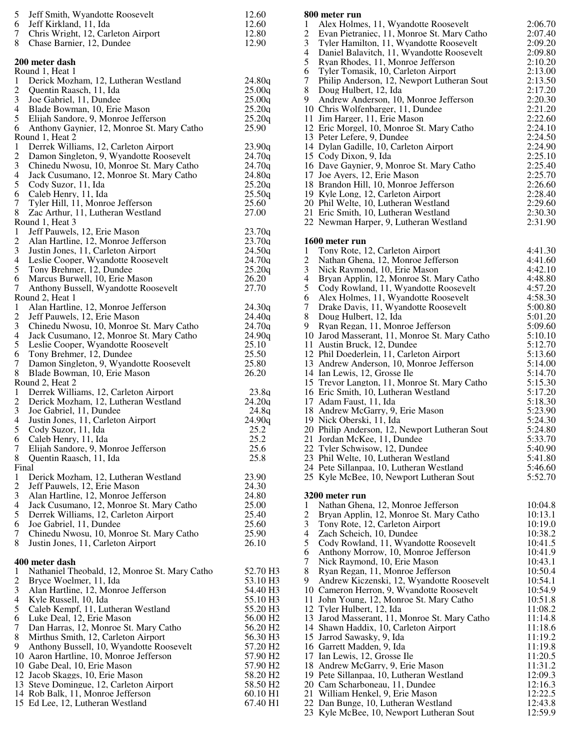| | | |
|---|---|---|
| 5 | Jeff Smith, Wyandotte Roosevelt | 12.60 |
| 6 | Jeff Kirkland, 11, Ida | 12.60 |
| 7 | Chris Wright, 12, Carleton Airport | 12.80 |
| 8 | Chase Barnier, 12, Dundee | 12.90 |

**200 meter dash**

Round 1, Heat 1

| | | |
|---|---|---|
| 1 | Derick Mozham, 12, Lutheran Westland | 24.80q |
| 2 | Quentin Raasch, 11, Ida | 25.00q |
| 3 | Joe Gabriel, 11, Dundee | 25.00q |
| 4 | Blade Bowman, 10, Erie Mason | 25.20q |
| 5 | Elijah Sandore, 9, Monroe Jefferson | 25.20q |
| 6 | Anthony Gaynier, 12, Monroe St. Mary Catho | 25.90 |

Round 1, Heat 2

| | | |
|---|---|---|
| 1 | Derrek Williams, 12, Carleton Airport | 23.90q |
| 2 | Damon Singleton, 9, Wyandotte Roosevelt | 24.70q |
| 3 | Chinedu Nwosu, 10, Monroe St. Mary Catho | 24.70q |
| 4 | Jack Cusumano, 12, Monroe St. Mary Catho | 24.80q |
| 5 | Cody Suzor, 11, Ida | 25.20q |
| 6 | Caleb Henry, 11, Ida | 25.50q |
| 7 | Tyler Hill, 11, Monroe Jefferson | 25.60 |
| 8 | Zac Arthur, 11, Lutheran Westland | 27.00 |

Round 1, Heat 3

| | | |
|---|---|---|
| 1 | Jeff Pauwels, 12, Erie Mason | 23.70q |
| 2 | Alan Hartline, 12, Monroe Jefferson | 23.70q |
| 3 | Justin Jones, 11, Carleton Airport | 24.50q |
| 4 | Leslie Cooper, Wyandotte Roosevelt | 24.70q |
| 5 | Tony Brehmer, 12, Dundee | 25.20q |
| 6 | Marcus Burwell, 10, Erie Mason | 26.20 |
| 7 | Anthony Bussell, Wyandotte Roosevelt | 27.70 |

Round 2, Heat 1

| | | |
|---|---|---|
| 1 | Alan Hartline, 12, Monroe Jefferson | 24.30q |
| 2 | Jeff Pauwels, 12, Erie Mason | 24.40q |
| 3 | Chinedu Nwosu, 10, Monroe St. Mary Catho | 24.70q |
| 4 | Jack Cusumano, 12, Monroe St. Mary Catho | 24.90q |
| 5 | Leslie Cooper, Wyandotte Roosevelt | 25.10 |
| 6 | Tony Brehmer, 12, Dundee | 25.50 |
| 7 | Damon Singleton, 9, Wyandotte Roosevelt | 25.80 |
| 8 | Blade Bowman, 10, Erie Mason | 26.20 |

Round 2, Heat 2

| | | |
|---|---|---|
| 1 | Derrek Williams, 12, Carleton Airport | 23.8q |
| 2 | Derick Mozham, 12, Lutheran Westland | 24.20q |
| 3 | Joe Gabriel, 11, Dundee | 24.8q |
| 4 | Justin Jones, 11, Carleton Airport | 24.90q |
| 5 | Cody Suzor, 11, Ida | 25.2 |
| 6 | Caleb Henry, 11, Ida | 25.2 |
| 7 | Elijah Sandore, 9, Monroe Jefferson | 25.6 |
| 8 | Quentin Raasch, 11, Ida | 25.8 |

Final

| | | |
|---|---|---|
| 1 | Derick Mozham, 12, Lutheran Westland | 23.90 |
| 2 | Jeff Pauwels, 12, Erie Mason | 24.30 |
| 3 | Alan Hartline, 12, Monroe Jefferson | 24.80 |
| 4 | Jack Cusumano, 12, Monroe St. Mary Catho | 25.00 |
| 5 | Derrek Williams, 12, Carleton Airport | 25.40 |
| 6 | Joe Gabriel, 11, Dundee | 25.60 |
| 7 | Chinedu Nwosu, 10, Monroe St. Mary Catho | 25.90 |
| 8 | Justin Jones, 11, Carleton Airport | 26.10 |

**400 meter dash**

| | | |
|---|---|---|
| 1 | Nathaniel Theobald, 12, Monroe St. Mary Catho | 52.70 H3 |
| 2 | Bryce Woelmer, 11, Ida | 53.10 H3 |
| 3 | Alan Hartline, 12, Monroe Jefferson | 54.40 H3 |
| 4 | Kyle Russell, 10, Ida | 55.10 H3 |
| 5 | Caleb Kempf, 11, Lutheran Westland | 55.20 H3 |
| 6 | Luke Deal, 12, Erie Mason | 56.00 H2 |
| 7 | Dan Harras, 12, Monroe St. Mary Catho | 56.20 H2 |
| 8 | Mirthus Smith, 12, Carleton Airport | 56.30 H3 |
| 9 | Anthony Bussell, 10, Wyandotte Roosevelt | 57.20 H2 |
| 10 | Aaron Hartline, 10, Monroe Jefferson | 57.90 H2 |
| 10 | Gabe Deal, 10, Erie Mason | 57.90 H2 |
| 12 | Jacob Skaggs, 10, Erie Mason | 58.20 H2 |
| 13 | Steve Domingue, 12, Carleton Airport | 58.50 H2 |
| 14 | Rob Balk, 11, Monroe Jefferson | 60.10 H1 |
| 15 | Ed Lee, 12, Lutheran Westland | 67.40 H1 |

**800 meter run**

| | | |
|---|---|---|
| 1 | Alex Holmes, 11, Wyandotte Roosevelt | 2:06.70 |
| 2 | Evan Pietraniec, 11, Monroe St. Mary Catho | 2:07.40 |
| 3 | Tyler Hamilton, 11, Wyandotte Roosevelt | 2:09.20 |
| 4 | Daniel Balavitch, 11, Wyandotte Roosevelt | 2:09.80 |
| 5 | Ryan Rhodes, 11, Monroe Jefferson | 2:10.20 |
| 6 | Tyler Tomasik, 10, Carleton Airport | 2:13.00 |
| 7 | Philip Anderson, 12, Newport Lutheran Sout | 2:13.50 |
| 8 | Doug Hulbert, 12, Ida | 2:17.20 |
| 9 | Andrew Anderson, 10, Monroe Jefferson | 2:20.30 |
| 10 | Chris Wolfenbarger, 11, Dundee | 2:21.20 |
| 11 | Jim Harger, 11, Erie Mason | 2:22.60 |
| 12 | Eric Morgel, 10, Monroe St. Mary Catho | 2:24.10 |
| 13 | Peter Lefere, 9, Dundee | 2:24.50 |
| 14 | Dylan Gadille, 10, Carleton Airport | 2:24.90 |
| 15 | Cody Dixon, 9, Ida | 2:25.10 |
| 16 | Dave Gaynier, 9, Monroe St. Mary Catho | 2:25.40 |
| 17 | Joe Ayers, 12, Erie Mason | 2:25.70 |
| 18 | Brandon Hill, 10, Monroe Jefferson | 2:26.60 |
| 19 | Kyle Long, 12, Carleton Airport | 2:28.40 |
| 20 | Phil Welte, 10, Lutheran Westland | 2:29.60 |
| 21 | Eric Smith, 10, Lutheran Westland | 2:30.30 |
| 22 | Newman Harper, 9, Lutheran Westland | 2:31.90 |

**1600 meter run**

| | | |
|---|---|---|
| 1 | Tony Rote, 12, Carleton Airport | 4:41.30 |
| 2 | Nathan Ghena, 12, Monroe Jefferson | 4:41.60 |
| 3 | Nick Raymond, 10, Erie Mason | 4:42.10 |
| 4 | Bryan Applin, 12, Monroe St. Mary Catho | 4:48.80 |
| 5 | Cody Rowland, 11, Wyandotte Roosevelt | 4:57.20 |
| 6 | Alex Holmes, 11, Wyandotte Roosevelt | 4:58.30 |
| 7 | Drake Davis, 11, Wyandotte Roosevelt | 5:00.80 |
| 8 | Doug Hulbert, 12, Ida | 5:01.20 |
| 9 | Ryan Regan, 11, Monroe Jefferson | 5:09.60 |
| 10 | Jarod Masserant, 11, Monroe St. Mary Catho | 5:10.10 |
| 11 | Austin Bruck, 12, Dundee | 5:12.70 |
| 12 | Phil Doederlein, 11, Carleton Airport | 5:13.60 |
| 13 | Andrew Anderson, 10, Monroe Jefferson | 5:14.00 |
| 14 | Ian Lewis, 12, Grosse Ile | 5:14.70 |
| 15 | Trevor Langton, 11, Monroe St. Mary Catho | 5:15.30 |
| 16 | Eric Smith, 10, Lutheran Westland | 5:17.20 |
| 17 | Adam Faust, 11, Ida | 5:18.30 |
| 18 | Andrew McGarry, 9, Erie Mason | 5:23.90 |
| 19 | Nick Oberski, 11, Ida | 5:24.30 |
| 20 | Philip Anderson, 12, Newport Lutheran Sout | 5:24.80 |
| 21 | Jordan McKee, 11, Dundee | 5:33.70 |
| 22 | Tyler Schwisow, 12, Dundee | 5:40.90 |
| 23 | Phil Welte, 10, Lutheran Westland | 5:41.80 |
| 24 | Pete Sillanpaa, 10, Lutheran Westland | 5:46.60 |
| 25 | Kyle McBee, 10, Newport Lutheran Sout | 5:52.70 |

**3200 meter run**

| | | |
|---|---|---|
| 1 | Nathan Ghena, 12, Monroe Jefferson | 10:04.8 |
| 2 | Bryan Applin, 12, Monroe St. Mary Catho | 10:13.1 |
| 3 | Tony Rote, 12, Carleton Airport | 10:19.0 |
| 4 | Zach Scheich, 10, Dundee | 10:38.2 |
| 5 | Cody Rowland, 11, Wyandotte Roosevelt | 10:41.5 |
| 6 | Anthony Morrow, 10, Monroe Jefferson | 10:41.9 |
| 7 | Nick Raymond, 10, Erie Mason | 10:43.1 |
| 8 | Ryan Regan, 11, Monroe Jefferson | 10:50.4 |
| 9 | Andrew Kiczenski, 12, Wyandotte Roosevelt | 10:54.1 |
| 10 | Cameron Herron, 9, Wyandotte Roosevelt | 10:54.9 |
| 11 | John Young, 12, Monroe St. Mary Catho | 10:51.8 |
| 12 | Tyler Hulbert, 12, Ida | 11:08.2 |
| 13 | Jarod Masserant, 11, Monroe St. Mary Catho | 11:14.8 |
| 14 | Shawn Haddix, 10, Carleton Airport | 11:18.6 |
| 15 | Jarrod Sawasky, 9, Ida | 11:19.2 |
| 16 | Garrett Madden, 9, Ida | 11:19.8 |
| 17 | Ian Lewis, 12, Grosse Ile | 11:20.5 |
| 18 | Andrew McGarry, 9, Erie Mason | 11:31.2 |
| 19 | Pete Sillanpaa, 10, Lutheran Westland | 12:09.3 |
| 20 | Cam Scharboneau, 11, Dundee | 12:16.3 |
| 21 | William Henkel, 9, Erie Mason | 12:22.5 |
| 22 | Dan Bunge, 10, Lutheran Westland | 12:43.8 |
| 23 | Kyle McBee, 10, Newport Lutheran Sout | 12:59.9 |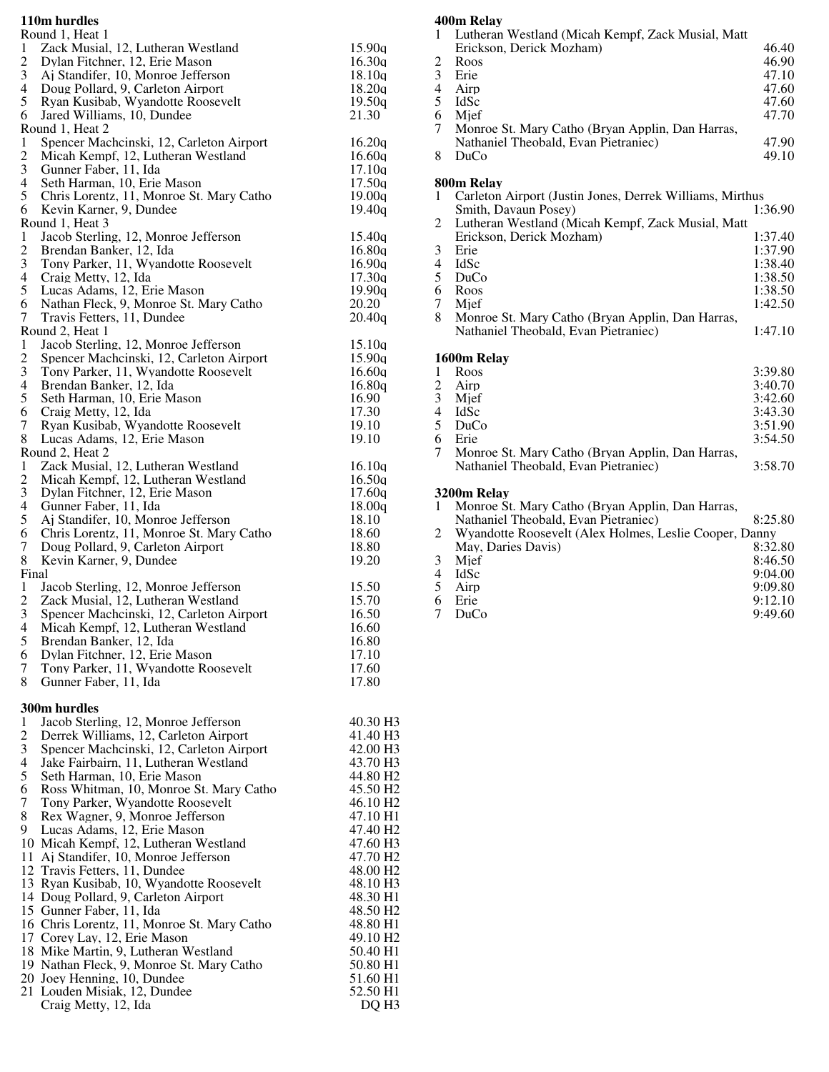### 110m hurdles

Round 1, Heat 1

| | | |
|---|---|---|
| 1 | Zack Musial, 12, Lutheran Westland | 15.90q |
| 2 | Dylan Fitchner, 12, Erie Mason | 16.30q |
| 3 | Aj Standifer, 10, Monroe Jefferson | 18.10q |
| 4 | Doug Pollard, 9, Carleton Airport | 18.20q |
| 5 | Ryan Kusibab, Wyandotte Roosevelt | 19.50q |
| 6 | Jared Williams, 10, Dundee | 21.30 |

Round 1, Heat 2

| | | |
|---|---|---|
| 1 | Spencer Machcinski, 12, Carleton Airport | 16.20q |
| 2 | Micah Kempf, 12, Lutheran Westland | 16.60q |
| 3 | Gunner Faber, 11, Ida | 17.10q |
| 4 | Seth Harman, 10, Erie Mason | 17.50q |
| 5 | Chris Lorentz, 11, Monroe St. Mary Catho | 19.00q |
| 6 | Kevin Karner, 9, Dundee | 19.40q |

Round 1, Heat 3

| | | |
|---|---|---|
| 1 | Jacob Sterling, 12, Monroe Jefferson | 15.40q |
| 2 | Brendan Banker, 12, Ida | 16.80q |
| 3 | Tony Parker, 11, Wyandotte Roosevelt | 16.90q |
| 4 | Craig Metty, 12, Ida | 17.30q |
| 5 | Lucas Adams, 12, Erie Mason | 19.90q |
| 6 | Nathan Fleck, 9, Monroe St. Mary Catho | 20.20 |
| 7 | Travis Fetters, 11, Dundee | 20.40q |

Round 2, Heat 1

| | | |
|---|---|---|
| 1 | Jacob Sterling, 12, Monroe Jefferson | 15.10q |
| 2 | Spencer Machcinski, 12, Carleton Airport | 15.90q |
| 3 | Tony Parker, 11, Wyandotte Roosevelt | 16.60q |
| 4 | Brendan Banker, 12, Ida | 16.80q |
| 5 | Seth Harman, 10, Erie Mason | 16.90 |
| 6 | Craig Metty, 12, Ida | 17.30 |
| 7 | Ryan Kusibab, Wyandotte Roosevelt | 19.10 |
| 8 | Lucas Adams, 12, Erie Mason | 19.10 |

Round 2, Heat 2

| | | |
|---|---|---|
| 1 | Zack Musial, 12, Lutheran Westland | 16.10q |
| 2 | Micah Kempf, 12, Lutheran Westland | 16.50q |
| 3 | Dylan Fitchner, 12, Erie Mason | 17.60q |
| 4 | Gunner Faber, 11, Ida | 18.00q |
| 5 | Aj Standifer, 10, Monroe Jefferson | 18.10 |
| 6 | Chris Lorentz, 11, Monroe St. Mary Catho | 18.60 |
| 7 | Doug Pollard, 9, Carleton Airport | 18.80 |
| 8 | Kevin Karner, 9, Dundee | 19.20 |

Final

| | | |
|---|---|---|
| 1 | Jacob Sterling, 12, Monroe Jefferson | 15.50 |
| 2 | Zack Musial, 12, Lutheran Westland | 15.70 |
| 3 | Spencer Machcinski, 12, Carleton Airport | 16.50 |
| 4 | Micah Kempf, 12, Lutheran Westland | 16.60 |
| 5 | Brendan Banker, 12, Ida | 16.80 |
| 6 | Dylan Fitchner, 12, Erie Mason | 17.10 |
| 7 | Tony Parker, 11, Wyandotte Roosevelt | 17.60 |
| 8 | Gunner Faber, 11, Ida | 17.80 |

### 300m hurdles

| | | |
|---|---|---|
| 1 | Jacob Sterling, 12, Monroe Jefferson | 40.30 H3 |
| 2 | Derrek Williams, 12, Carleton Airport | 41.40 H3 |
| 3 | Spencer Machcinski, 12, Carleton Airport | 42.00 H3 |
| 4 | Jake Fairbairn, 11, Lutheran Westland | 43.70 H3 |
| 5 | Seth Harman, 10, Erie Mason | 44.80 H2 |
| 6 | Ross Whitman, 10, Monroe St. Mary Catho | 45.50 H2 |
| 7 | Tony Parker, Wyandotte Roosevelt | 46.10 H2 |
| 8 | Rex Wagner, 9, Monroe Jefferson | 47.10 H1 |
| 9 | Lucas Adams, 12, Erie Mason | 47.40 H2 |
| 10 | Micah Kempf, 12, Lutheran Westland | 47.60 H3 |
| 11 | Aj Standifer, 10, Monroe Jefferson | 47.70 H2 |
| 12 | Travis Fetters, 11, Dundee | 48.00 H2 |
| 13 | Ryan Kusibab, 10, Wyandotte Roosevelt | 48.10 H3 |
| 14 | Doug Pollard, 9, Carleton Airport | 48.30 H1 |
| 15 | Gunner Faber, 11, Ida | 48.50 H2 |
| 16 | Chris Lorentz, 11, Monroe St. Mary Catho | 48.80 H1 |
| 17 | Corey Lay, 12, Erie Mason | 49.10 H2 |
| 18 | Mike Martin, 9, Lutheran Westland | 50.40 H1 |
| 19 | Nathan Fleck, 9, Monroe St. Mary Catho | 50.80 H1 |
| 20 | Joey Henning, 10, Dundee | 51.60 H1 |
| 21 | Louden Misiak, 12, Dundee | 52.50 H1 |
| | Craig Metty, 12, Ida | DQ H3 |

### 400m Relay

| | | |
|---|---|---|
| 1 | Lutheran Westland (Micah Kempf, Zack Musial, Matt Erickson, Derick Mozham) | 46.40 |
| 2 | Roos | 46.90 |
| 3 | Erie | 47.10 |
| 4 | Airp | 47.60 |
| 5 | IdSc | 47.60 |
| 6 | Mjef | 47.70 |
| 7 | Monroe St. Mary Catho (Bryan Applin, Dan Harras, Nathaniel Theobald, Evan Pietraniec) | 47.90 |
| 8 | DuCo | 49.10 |

### 800m Relay

| | | |
|---|---|---|
| 1 | Carleton Airport (Justin Jones, Derrek Williams, Mirthus Smith, Davaun Posey) | 1:36.90 |
| 2 | Lutheran Westland (Micah Kempf, Zack Musial, Matt Erickson, Derick Mozham) | 1:37.40 |
| 3 | Erie | 1:37.90 |
| 4 | IdSc | 1:38.40 |
| 5 | DuCo | 1:38.50 |
| 6 | Roos | 1:38.50 |
| 7 | Mjef | 1:42.50 |
| 8 | Monroe St. Mary Catho (Bryan Applin, Dan Harras, Nathaniel Theobald, Evan Pietraniec) | 1:47.10 |

### 1600m Relay

| | | |
|---|---|---|
| 1 | Roos | 3:39.80 |
| 2 | Airp | 3:40.70 |
| 3 | Mjef | 3:42.60 |
| 4 | IdSc | 3:43.30 |
| 5 | DuCo | 3:51.90 |
| 6 | Erie | 3:54.50 |
| 7 | Monroe St. Mary Catho (Bryan Applin, Dan Harras, Nathaniel Theobald, Evan Pietraniec) | 3:58.70 |

### 3200m Relay

| | | |
|---|---|---|
| 1 | Monroe St. Mary Catho (Bryan Applin, Dan Harras, Nathaniel Theobald, Evan Pietraniec) | 8:25.80 |
| 2 | Wyandotte Roosevelt (Alex Holmes, Leslie Cooper, Danny May, Daries Davis) | 8:32.80 |
| 3 | Mjef | 8:46.50 |
| 4 | IdSc | 9:04.00 |
| 5 | Airp | 9:09.80 |
| 6 | Erie | 9:12.10 |
| 7 | DuCo | 9:49.60 |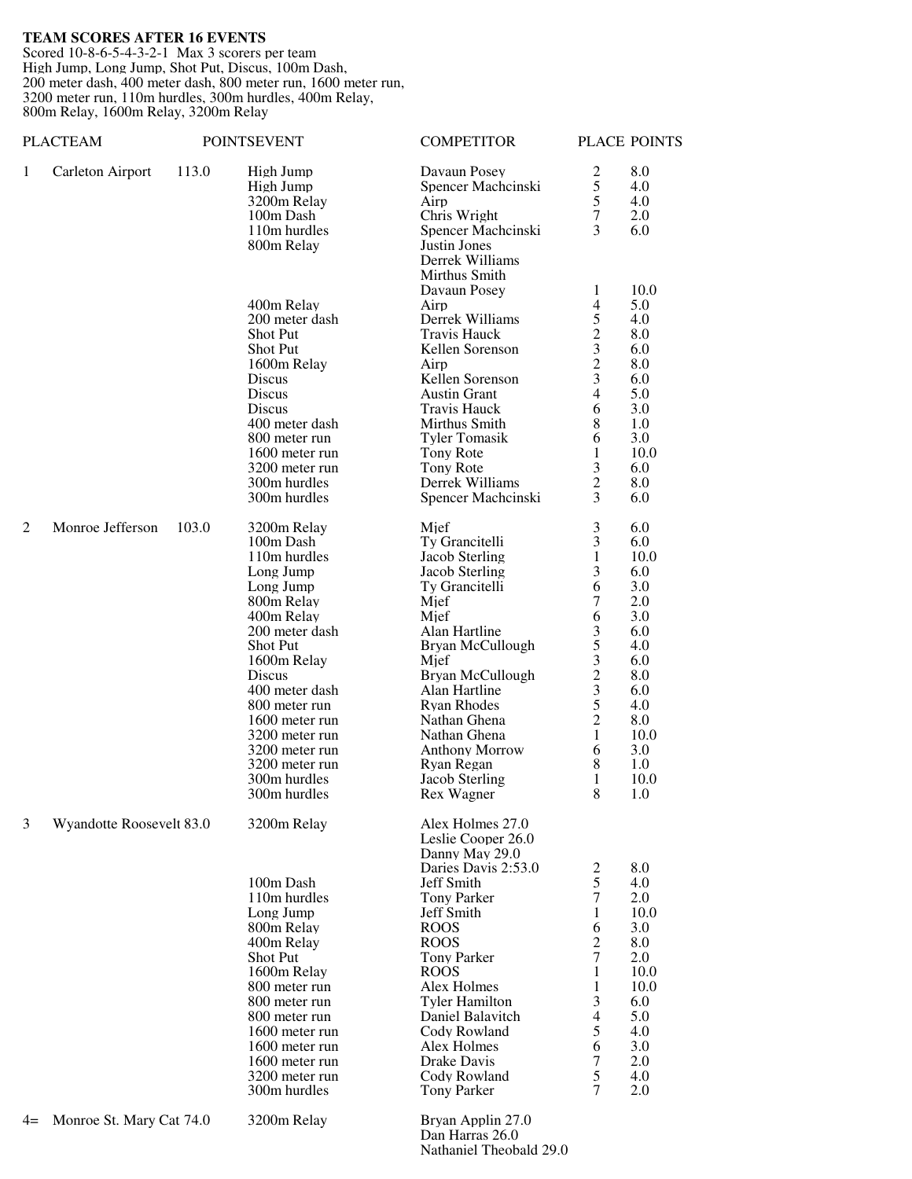**TEAM SCORES AFTER 16 EVENTS**

Scored 10-8-6-5-4-3-2-1 Max 3 scorers per team
High Jump, Long Jump, Shot Put, Discus, 100m Dash,
200 meter dash, 400 meter dash, 800 meter run, 1600 meter run,
3200 meter run, 110m hurdles, 300m hurdles, 400m Relay,
800m Relay, 1600m Relay, 3200m Relay

| PLAC | TEAM | POINTS | EVENT | COMPETITOR | PLACE | POINTS |
|---|---|---|---|---|---|---|
| 1 | Carleton Airport | 113.0 | High Jump | Davaun Posey | 2 | 8.0 |
| | | | High Jump | Spencer Machcinski | 5 | 4.0 |
| | | | 3200m Relay | Airp | 5 | 4.0 |
| | | | 100m Dash | Chris Wright | 7 | 2.0 |
| | | | 110m hurdles | Spencer Machcinski | 3 | 6.0 |
| | | | 800m Relay | Justin Jones<br>Derrek Williams<br>Mirthus Smith<br>Davaun Posey | 1 | 10.0 |
| | | | 400m Relay | Airp | 4 | 5.0 |
| | | | 200 meter dash | Derrek Williams | 5 | 4.0 |
| | | | Shot Put | Travis Hauck | 2 | 8.0 |
| | | | Shot Put | Kellen Sorenson | 3 | 6.0 |
| | | | 1600m Relay | Airp | 2 | 8.0 |
| | | | Discus | Kellen Sorenson | 3 | 6.0 |
| | | | Discus | Austin Grant | 4 | 5.0 |
| | | | Discus | Travis Hauck | 6 | 3.0 |
| | | | 400 meter dash | Mirthus Smith | 8 | 1.0 |
| | | | 800 meter run | Tyler Tomasik | 6 | 3.0 |
| | | | 1600 meter run | Tony Rote | 1 | 10.0 |
| | | | 3200 meter run | Tony Rote | 3 | 6.0 |
| | | | 300m hurdles | Derrek Williams | 2 | 8.0 |
| | | | 300m hurdles | Spencer Machcinski | 3 | 6.0 |
| 2 | Monroe Jefferson | 103.0 | 3200m Relay | Mjef | 3 | 6.0 |
| | | | 100m Dash | Ty Grancitelli | 3 | 6.0 |
| | | | 110m hurdles | Jacob Sterling | 1 | 10.0 |
| | | | Long Jump | Jacob Sterling | 3 | 6.0 |
| | | | Long Jump | Ty Grancitelli | 6 | 3.0 |
| | | | 800m Relay | Mjef | 7 | 2.0 |
| | | | 400m Relay | Mjef | 6 | 3.0 |
| | | | 200 meter dash | Alan Hartline | 3 | 6.0 |
| | | | Shot Put | Bryan McCullough | 5 | 4.0 |
| | | | 1600m Relay | Mjef | 3 | 6.0 |
| | | | Discus | Bryan McCullough | 2 | 8.0 |
| | | | 400 meter dash | Alan Hartline | 3 | 6.0 |
| | | | 800 meter run | Ryan Rhodes | 5 | 4.0 |
| | | | 1600 meter run | Nathan Ghena | 2 | 8.0 |
| | | | 3200 meter run | Nathan Ghena | 1 | 10.0 |
| | | | 3200 meter run | Anthony Morrow | 6 | 3.0 |
| | | | 3200 meter run | Ryan Regan | 8 | 1.0 |
| | | | 300m hurdles | Jacob Sterling | 1 | 10.0 |
| | | | 300m hurdles | Rex Wagner | 8 | 1.0 |
| 3 | Wyandotte Roosevelt | 83.0 | 3200m Relay | Alex Holmes 27.0<br>Leslie Cooper 26.0<br>Danny May 29.0<br>Daries Davis 2:53.0 | 2 | 8.0 |
| | | | 100m Dash | Jeff Smith | 5 | 4.0 |
| | | | 110m hurdles | Tony Parker | 7 | 2.0 |
| | | | Long Jump | Jeff Smith | 1 | 10.0 |
| | | | 800m Relay | ROOS | 6 | 3.0 |
| | | | 400m Relay | ROOS | 2 | 8.0 |
| | | | Shot Put | Tony Parker | 7 | 2.0 |
| | | | 1600m Relay | ROOS | 1 | 10.0 |
| | | | 800 meter run | Alex Holmes | 1 | 10.0 |
| | | | 800 meter run | Tyler Hamilton | 3 | 6.0 |
| | | | 800 meter run | Daniel Balavitch | 4 | 5.0 |
| | | | 1600 meter run | Cody Rowland | 5 | 4.0 |
| | | | 1600 meter run | Alex Holmes | 6 | 3.0 |
| | | | 1600 meter run | Drake Davis | 7 | 2.0 |
| | | | 3200 meter run | Cody Rowland | 5 | 4.0 |
| | | | 300m hurdles | Tony Parker | 7 | 2.0 |
| 4= | Monroe St. Mary Cat | 74.0 | 3200m Relay | Bryan Applin 27.0<br>Dan Harras 26.0<br>Nathaniel Theobald 29.0 | | |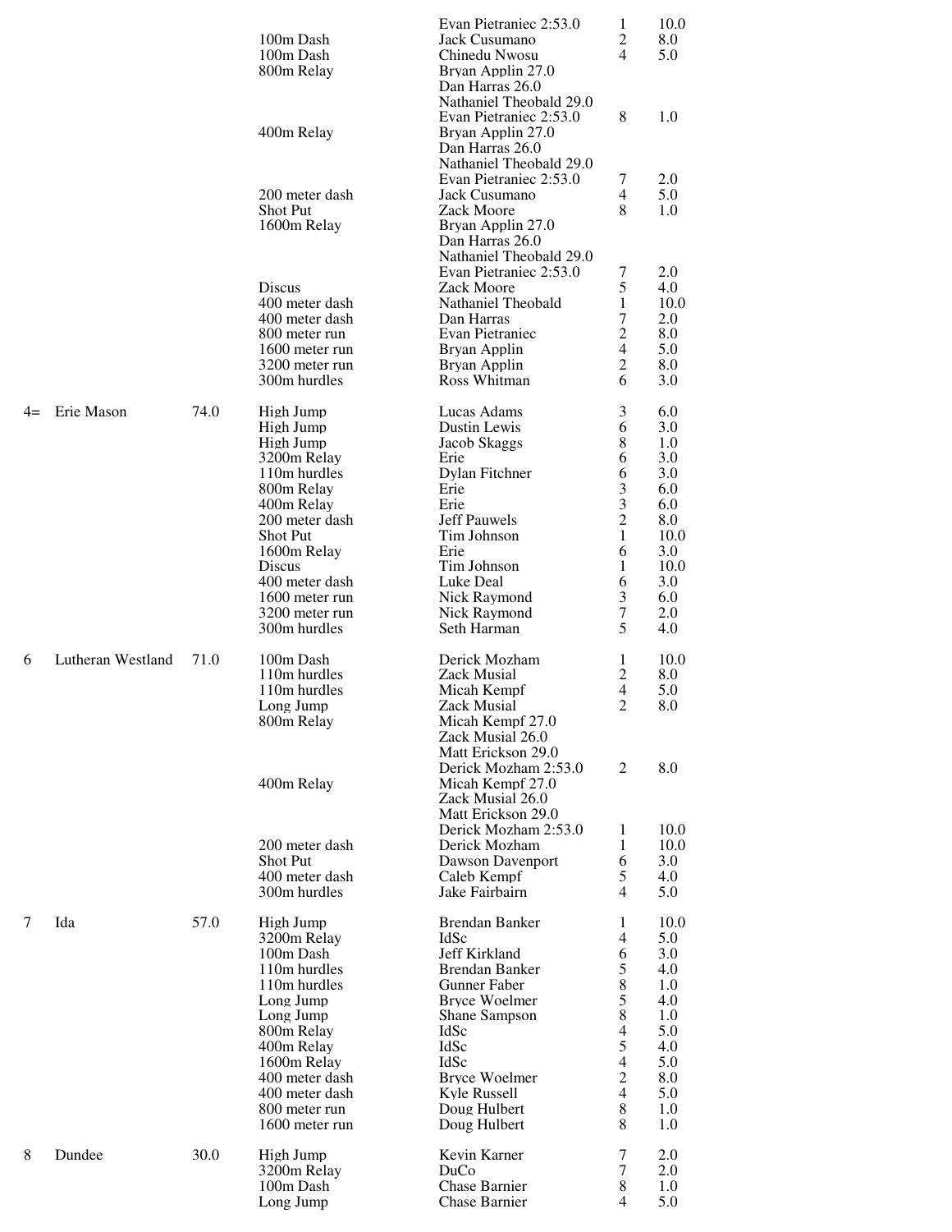| Place | Team | Points | Event | Athlete | Place | Points |
|---|---|---|---|---|---|---|
| | | | | Evan Pietraniec 2:53.0 | 1 | 10.0 |
| | | | 100m Dash | Jack Cusumano | 2 | 8.0 |
| | | | 100m Dash | Chinedu Nwosu | 4 | 5.0 |
| | | | 800m Relay | Bryan Applin 27.0 | | |
| | | | | Dan Harras 26.0 | | |
| | | | | Nathaniel Theobald 29.0 | | |
| | | | | Evan Pietraniec 2:53.0 | 8 | 1.0 |
| | | | 400m Relay | Bryan Applin 27.0 | | |
| | | | | Dan Harras 26.0 | | |
| | | | | Nathaniel Theobald 29.0 | | |
| | | | | Evan Pietraniec 2:53.0 | 7 | 2.0 |
| | | | 200 meter dash | Jack Cusumano | 4 | 5.0 |
| | | | Shot Put | Zack Moore | 8 | 1.0 |
| | | | 1600m Relay | Bryan Applin 27.0 | | |
| | | | | Dan Harras 26.0 | | |
| | | | | Nathaniel Theobald 29.0 | | |
| | | | | Evan Pietraniec 2:53.0 | 7 | 2.0 |
| | | | Discus | Zack Moore | 5 | 4.0 |
| | | | 400 meter dash | Nathaniel Theobald | 1 | 10.0 |
| | | | 400 meter dash | Dan Harras | 7 | 2.0 |
| | | | 800 meter run | Evan Pietraniec | 2 | 8.0 |
| | | | 1600 meter run | Bryan Applin | 4 | 5.0 |
| | | | 3200 meter run | Bryan Applin | 2 | 8.0 |
| | | | 300m hurdles | Ross Whitman | 6 | 3.0 |
| 4= | Erie Mason | 74.0 | High Jump | Lucas Adams | 3 | 6.0 |
| | | | High Jump | Dustin Lewis | 6 | 3.0 |
| | | | High Jump | Jacob Skaggs | 8 | 1.0 |
| | | | 3200m Relay | Erie | 6 | 3.0 |
| | | | 110m hurdles | Dylan Fitchner | 6 | 3.0 |
| | | | 800m Relay | Erie | 3 | 6.0 |
| | | | 400m Relay | Erie | 3 | 6.0 |
| | | | 200 meter dash | Jeff Pauwels | 2 | 8.0 |
| | | | Shot Put | Tim Johnson | 1 | 10.0 |
| | | | 1600m Relay | Erie | 6 | 3.0 |
| | | | Discus | Tim Johnson | 1 | 10.0 |
| | | | 400 meter dash | Luke Deal | 6 | 3.0 |
| | | | 1600 meter run | Nick Raymond | 3 | 6.0 |
| | | | 3200 meter run | Nick Raymond | 7 | 2.0 |
| | | | 300m hurdles | Seth Harman | 5 | 4.0 |
| 6 | Lutheran Westland | 71.0 | 100m Dash | Derick Mozham | 1 | 10.0 |
| | | | 110m hurdles | Zack Musial | 2 | 8.0 |
| | | | 110m hurdles | Micah Kempf | 4 | 5.0 |
| | | | Long Jump | Zack Musial | 2 | 8.0 |
| | | | 800m Relay | Micah Kempf 27.0 | | |
| | | | | Zack Musial 26.0 | | |
| | | | | Matt Erickson 29.0 | | |
| | | | | Derick Mozham 2:53.0 | 2 | 8.0 |
| | | | 400m Relay | Micah Kempf 27.0 | | |
| | | | | Zack Musial 26.0 | | |
| | | | | Matt Erickson 29.0 | | |
| | | | | Derick Mozham 2:53.0 | 1 | 10.0 |
| | | | 200 meter dash | Derick Mozham | 1 | 10.0 |
| | | | Shot Put | Dawson Davenport | 6 | 3.0 |
| | | | 400 meter dash | Caleb Kempf | 5 | 4.0 |
| | | | 300m hurdles | Jake Fairbairn | 4 | 5.0 |
| 7 | Ida | 57.0 | High Jump | Brendan Banker | 1 | 10.0 |
| | | | 3200m Relay | IdSc | 4 | 5.0 |
| | | | 100m Dash | Jeff Kirkland | 6 | 3.0 |
| | | | 110m hurdles | Brendan Banker | 5 | 4.0 |
| | | | 110m hurdles | Gunner Faber | 8 | 1.0 |
| | | | Long Jump | Bryce Woelmer | 5 | 4.0 |
| | | | Long Jump | Shane Sampson | 8 | 1.0 |
| | | | 800m Relay | IdSc | 4 | 5.0 |
| | | | 400m Relay | IdSc | 5 | 4.0 |
| | | | 1600m Relay | IdSc | 4 | 5.0 |
| | | | 400 meter dash | Bryce Woelmer | 2 | 8.0 |
| | | | 400 meter dash | Kyle Russell | 4 | 5.0 |
| | | | 800 meter run | Doug Hulbert | 8 | 1.0 |
| | | | 1600 meter run | Doug Hulbert | 8 | 1.0 |
| 8 | Dundee | 30.0 | High Jump | Kevin Karner | 7 | 2.0 |
| | | | 3200m Relay | DuCo | 7 | 2.0 |
| | | | 100m Dash | Chase Barnier | 8 | 1.0 |
| | | | Long Jump | Chase Barnier | 4 | 5.0 |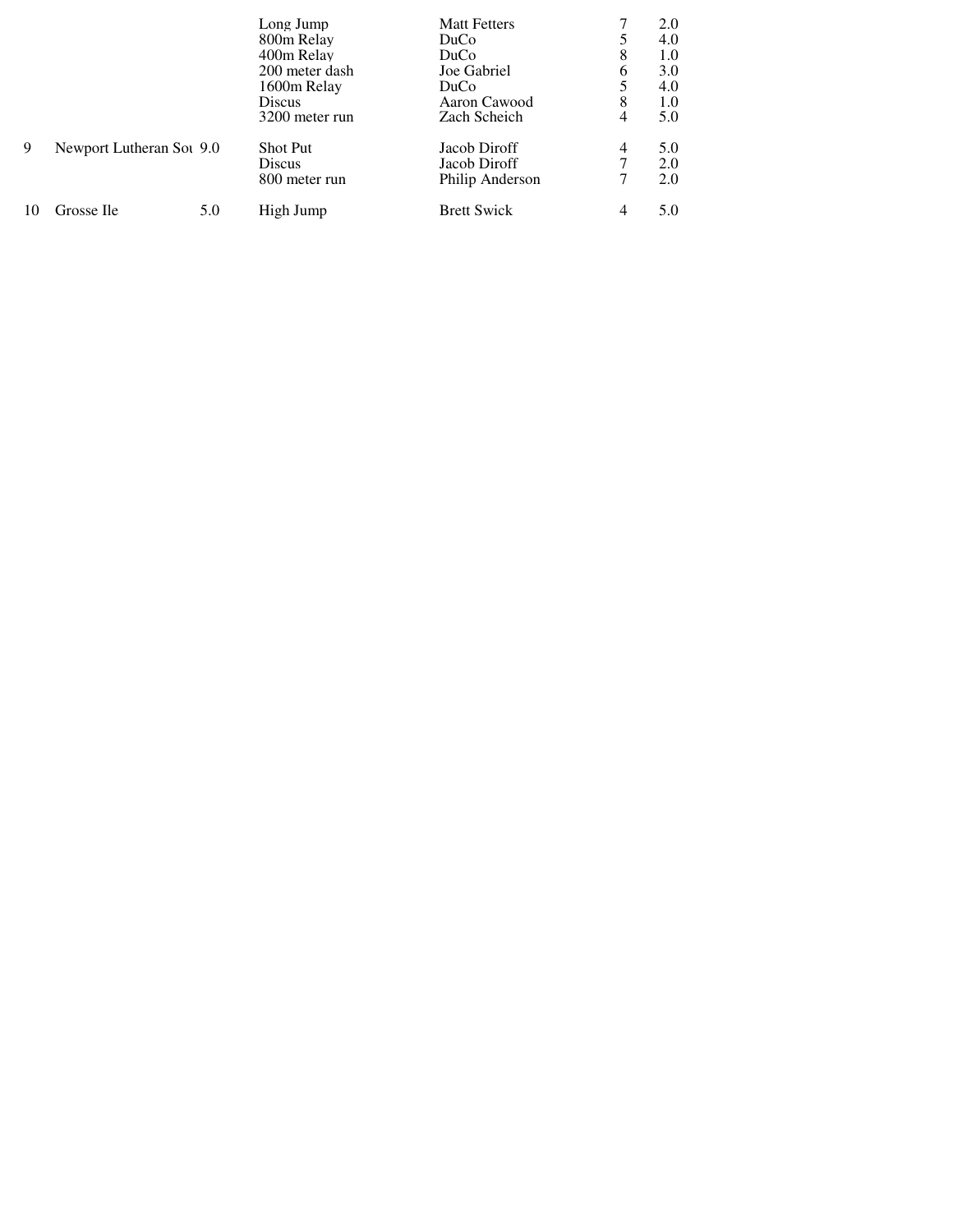| | | | | | | |
|---|---|---|---|---|---|---|
| | | | Long Jump | Matt Fetters | 7 | 2.0 |
| | | | 800m Relay | DuCo | 5 | 4.0 |
| | | | 400m Relay | DuCo | 8 | 1.0 |
| | | | 200 meter dash | Joe Gabriel | 6 | 3.0 |
| | | | 1600m Relay | DuCo | 5 | 4.0 |
| | | | Discus | Aaron Cawood | 8 | 1.0 |
| | | | 3200 meter run | Zach Scheich | 4 | 5.0 |
| 9 | Newport Lutheran Sou | 9.0 | Shot Put | Jacob Diroff | 4 | 5.0 |
| | | | Discus | Jacob Diroff | 7 | 2.0 |
| | | | 800 meter run | Philip Anderson | 7 | 2.0 |
| 10 | Grosse Ile | 5.0 | High Jump | Brett Swick | 4 | 5.0 |